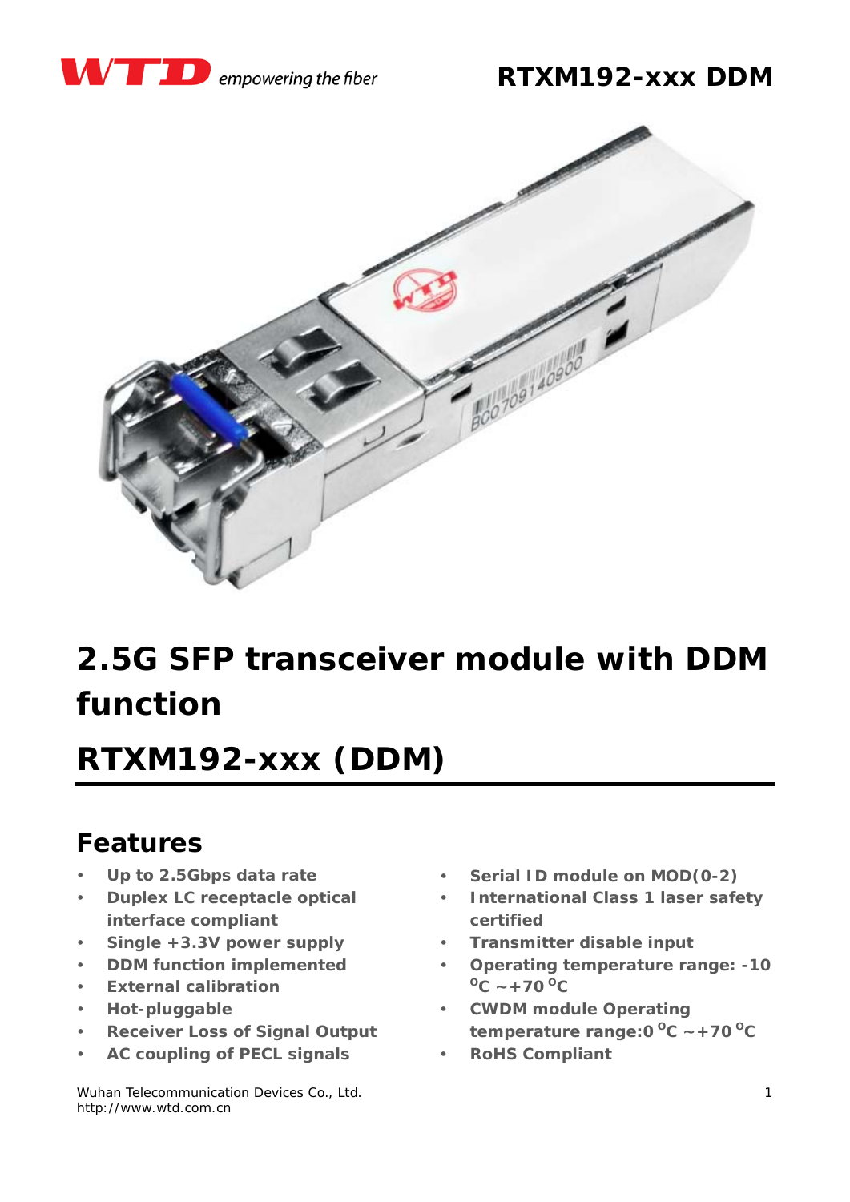# 2.5G SFP transceiver module with DDM function

# RTXM192-xxx (DDM)

## Features

- **Up to 2.5Gbps data rate**
- **Duplex LC receptacle optical interface compliant**
- **Single +3.3V power supply**
- **DDM function implemented**
- **External calibration**
- **Hot-pluggable**
- **Receiver Loss of Signal Output**
- **AC coupling of PECL signals**
- **Serial ID module on MOD(0-2)**
- **International Class 1 laser safety certified**
- **Transmitter disable input**
- **Operating temperature range: -10 °C ~+70 °C**
- **CWDM module Operating temperature range:0 °C ~+70 °C**
- **RoHS Compliant**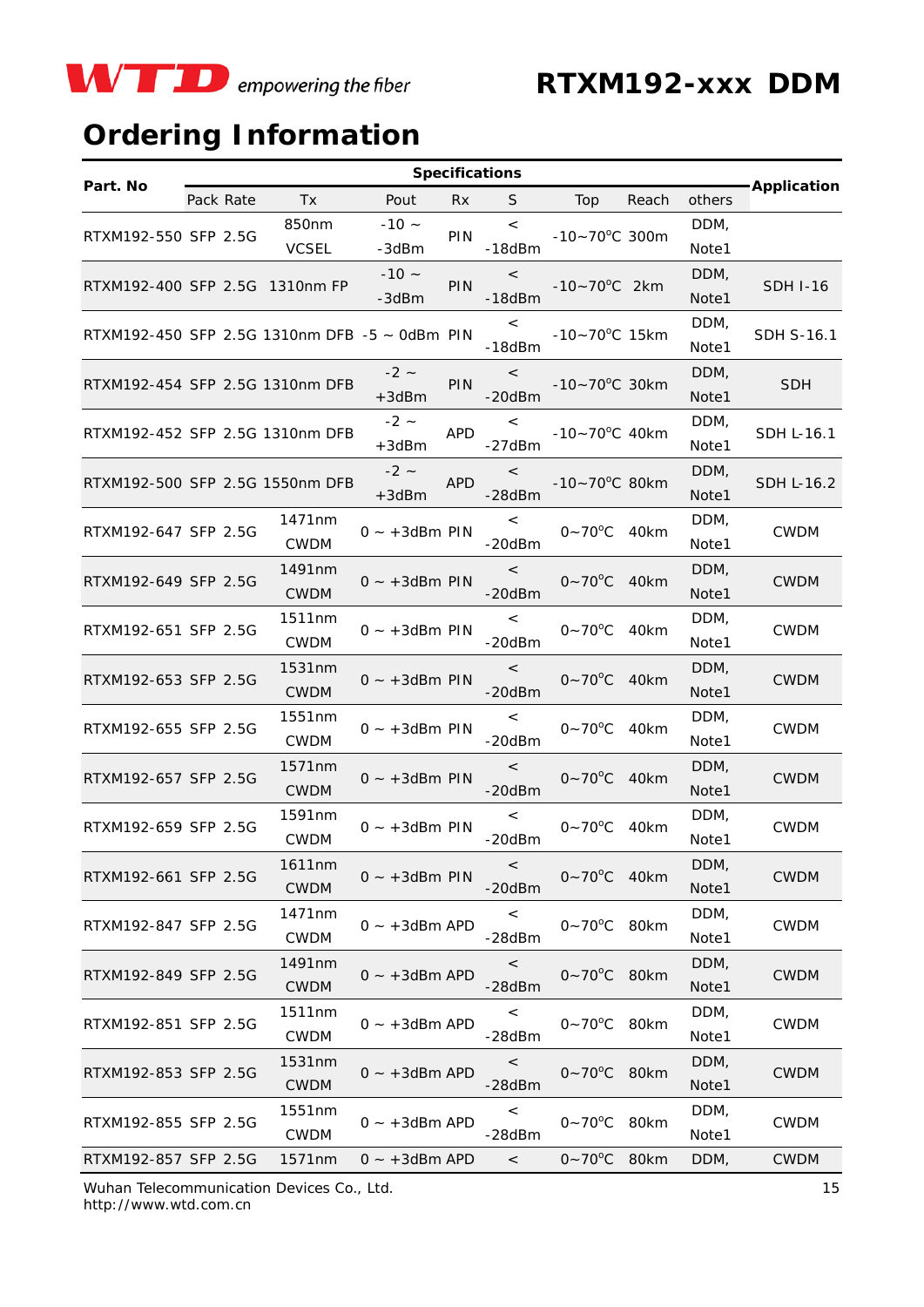## Ordering Information

| Part. No | Specifications | | | | | | | | | Application |
|---|---|---|---|---|---|---|---|---|---|---|
| | Pack | Rate | Tx | Pout | Rx | S | Top | Reach | others | |
| RTXM192-550 | SFP | 2.5G | 850nm VCSEL | -10 ~ -3dBm | PIN | < -18dBm | -10~70°C | 300m | DDM, Note1 | |
| RTXM192-400 | SFP | 2.5G | 1310nm FP | -10 ~ -3dBm | PIN | < -18dBm | -10~70°C | 2km | DDM, Note1 | SDH I-16 |
| RTXM192-450 | SFP | 2.5G | 1310nm DFB | -5 ~ 0dBm | PIN | < -18dBm | -10~70°C | 15km | DDM, Note1 | SDH S-16.1 |
| RTXM192-454 | SFP | 2.5G | 1310nm DFB | -2 ~ +3dBm | PIN | < -20dBm | -10~70°C | 30km | DDM, Note1 | SDH |
| RTXM192-452 | SFP | 2.5G | 1310nm DFB | -2 ~ +3dBm | APD | < -27dBm | -10~70°C | 40km | DDM, Note1 | SDH L-16.1 |
| RTXM192-500 | SFP | 2.5G | 1550nm DFB | -2 ~ +3dBm | APD | < -28dBm | -10~70°C | 80km | DDM, Note1 | SDH L-16.2 |
| RTXM192-647 | SFP | 2.5G | 1471nm CWDM | 0 ~ +3dBm | PIN | < -20dBm | 0~70°C | 40km | DDM, Note1 | CWDM |
| RTXM192-649 | SFP | 2.5G | 1491nm CWDM | 0 ~ +3dBm | PIN | < -20dBm | 0~70°C | 40km | DDM, Note1 | CWDM |
| RTXM192-651 | SFP | 2.5G | 1511nm CWDM | 0 ~ +3dBm | PIN | < -20dBm | 0~70°C | 40km | DDM, Note1 | CWDM |
| RTXM192-653 | SFP | 2.5G | 1531nm CWDM | 0 ~ +3dBm | PIN | < -20dBm | 0~70°C | 40km | DDM, Note1 | CWDM |
| RTXM192-655 | SFP | 2.5G | 1551nm CWDM | 0 ~ +3dBm | PIN | < -20dBm | 0~70°C | 40km | DDM, Note1 | CWDM |
| RTXM192-657 | SFP | 2.5G | 1571nm CWDM | 0 ~ +3dBm | PIN | < -20dBm | 0~70°C | 40km | DDM, Note1 | CWDM |
| RTXM192-659 | SFP | 2.5G | 1591nm CWDM | 0 ~ +3dBm | PIN | < -20dBm | 0~70°C | 40km | DDM, Note1 | CWDM |
| RTXM192-661 | SFP | 2.5G | 1611nm CWDM | 0 ~ +3dBm | PIN | < -20dBm | 0~70°C | 40km | DDM, Note1 | CWDM |
| RTXM192-847 | SFP | 2.5G | 1471nm CWDM | 0 ~ +3dBm | APD | < -28dBm | 0~70°C | 80km | DDM, Note1 | CWDM |
| RTXM192-849 | SFP | 2.5G | 1491nm CWDM | 0 ~ +3dBm | APD | < -28dBm | 0~70°C | 80km | DDM, Note1 | CWDM |
| RTXM192-851 | SFP | 2.5G | 1511nm CWDM | 0 ~ +3dBm | APD | < -28dBm | 0~70°C | 80km | DDM, Note1 | CWDM |
| RTXM192-853 | SFP | 2.5G | 1531nm CWDM | 0 ~ +3dBm | APD | < -28dBm | 0~70°C | 80km | DDM, Note1 | CWDM |
| RTXM192-855 | SFP | 2.5G | 1551nm CWDM | 0 ~ +3dBm | APD | < -28dBm | 0~70°C | 80km | DDM, Note1 | CWDM |
| RTXM192-857 | SFP | 2.5G | 1571nm | 0 ~ +3dBm | APD | < | 0~70°C | 80km | DDM, | CWDM |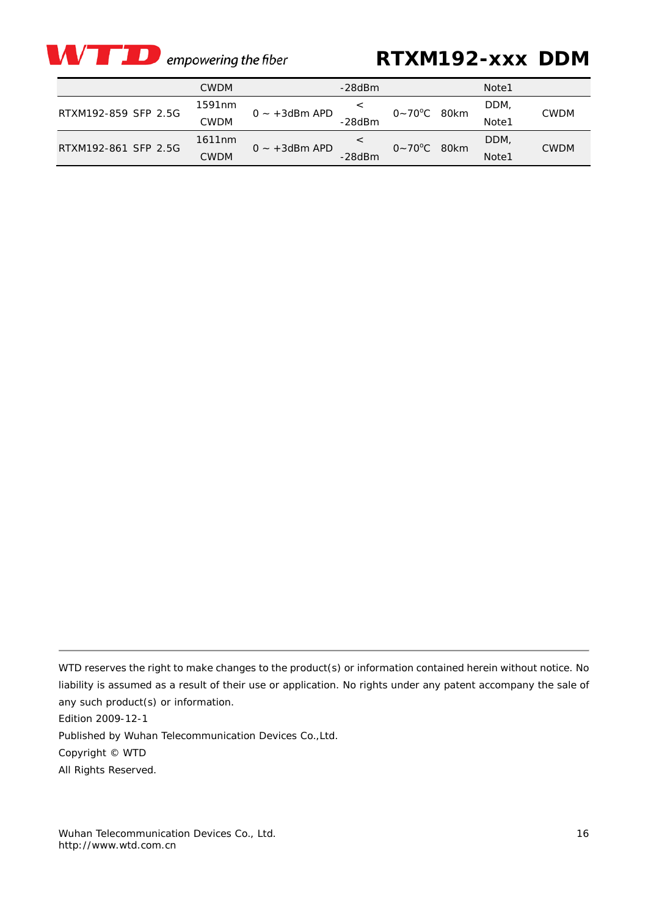| | | | | | | | |
|---|---|---|---|---|---|---|---|
| | CWDM | | -28dBm | | | Note1 | |
| RTXM192-859 SFP 2.5G | 1591nm CWDM | 0 ~ +3dBm APD | < -28dBm | 0~70°C | 80km | DDM, Note1 | CWDM |
| RTXM192-861 SFP 2.5G | 1611nm CWDM | 0 ~ +3dBm APD | < -28dBm | 0~70°C | 80km | DDM, Note1 | CWDM |

---

WTD reserves the right to make changes to the product(s) or information contained herein without notice. No liability is assumed as a result of their use or application. No rights under any patent accompany the sale of any such product(s) or information.

Edition 2009-12-1

Published by Wuhan Telecommunication Devices Co.,Ltd.

Copyright © WTD

All Rights Reserved.